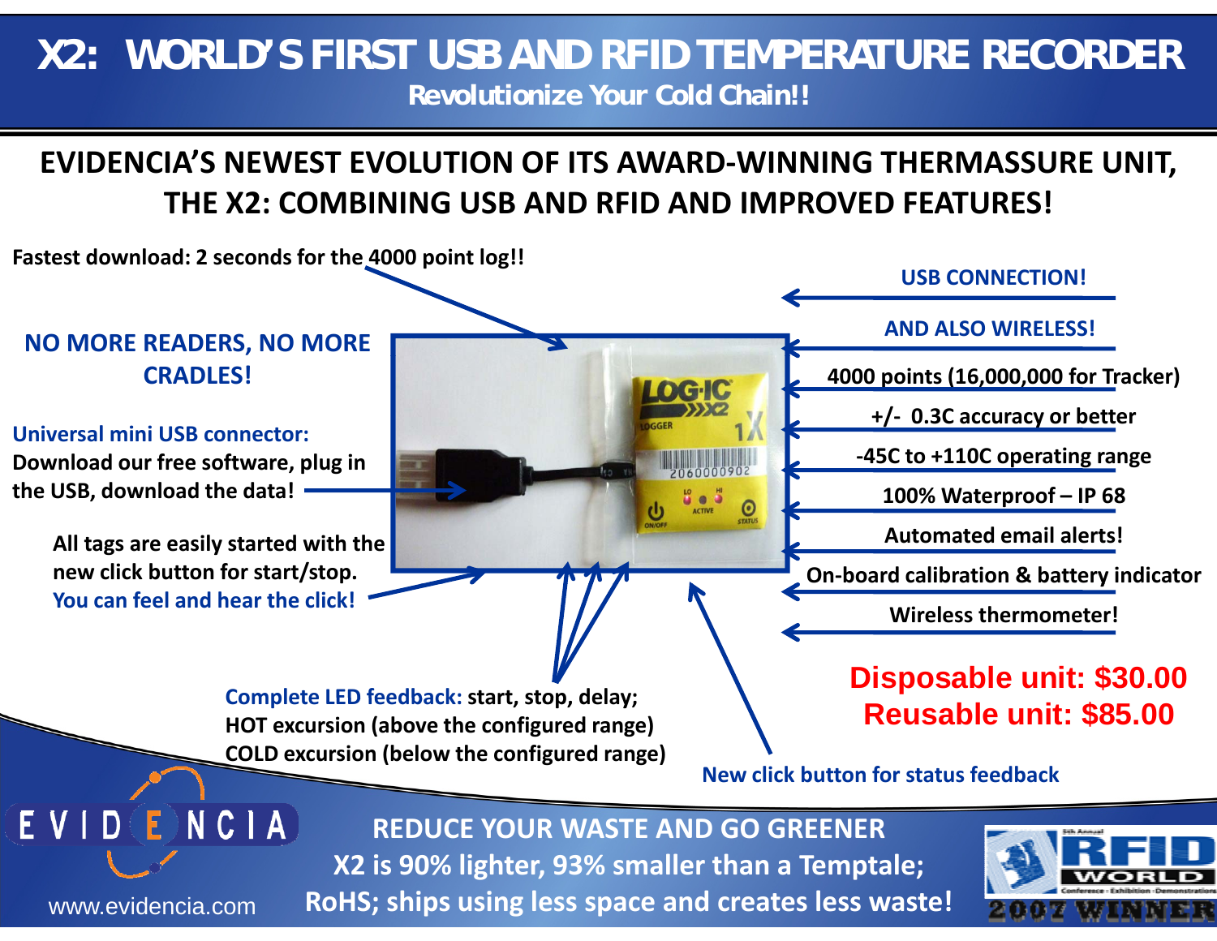# X2: WORLD'S FIRST USB AND RFID TEMPERATURE RECORDER

**Revolutionize Your Cold Chain!!**

## EVIDENCIA'S NEWEST EVOLUTION OF ITS AWARD-WINNING THERMASSURE UNIT, THE X2: COMBINING USB AND RFID AND IMPROVED FEATURES!

**Fastest download: 2 seconds for the 4000 point log!!**

**NO MORE READERS, NO MORE CRADLES!**

**Universal mini USB connector:** Download our free software, plug in the USB, download the data!

All tags are easily started with the new click button for start/stop. **You can feel and hear the click!**

- **USB CONNECTION!**
- **AND ALSO WIRELESS!**
- 4000 points (16,000,000 for Tracker)
- +/- 0.3C accuracy or better
- -45C to +110C operating range
- 100% Waterproof – IP 68
- Automated email alerts!
- On-board calibration & battery indicator
- Wireless thermometer!

**Complete LED feedback:** start, stop, delay; HOT excursion (above the configured range) COLD excursion (below the configured range)

**New click button for status feedback**

**Disposable unit: $30.00**
**Reusable unit: $85.00**

**REDUCE YOUR WASTE AND GO GREENER**
**X2 is 90% lighter, 93% smaller than a Temptale;**
**RoHS; ships using less space and creates less waste!**

EVIDENCIA

www.evidencia.com

RFID WORLD 2007 WINNER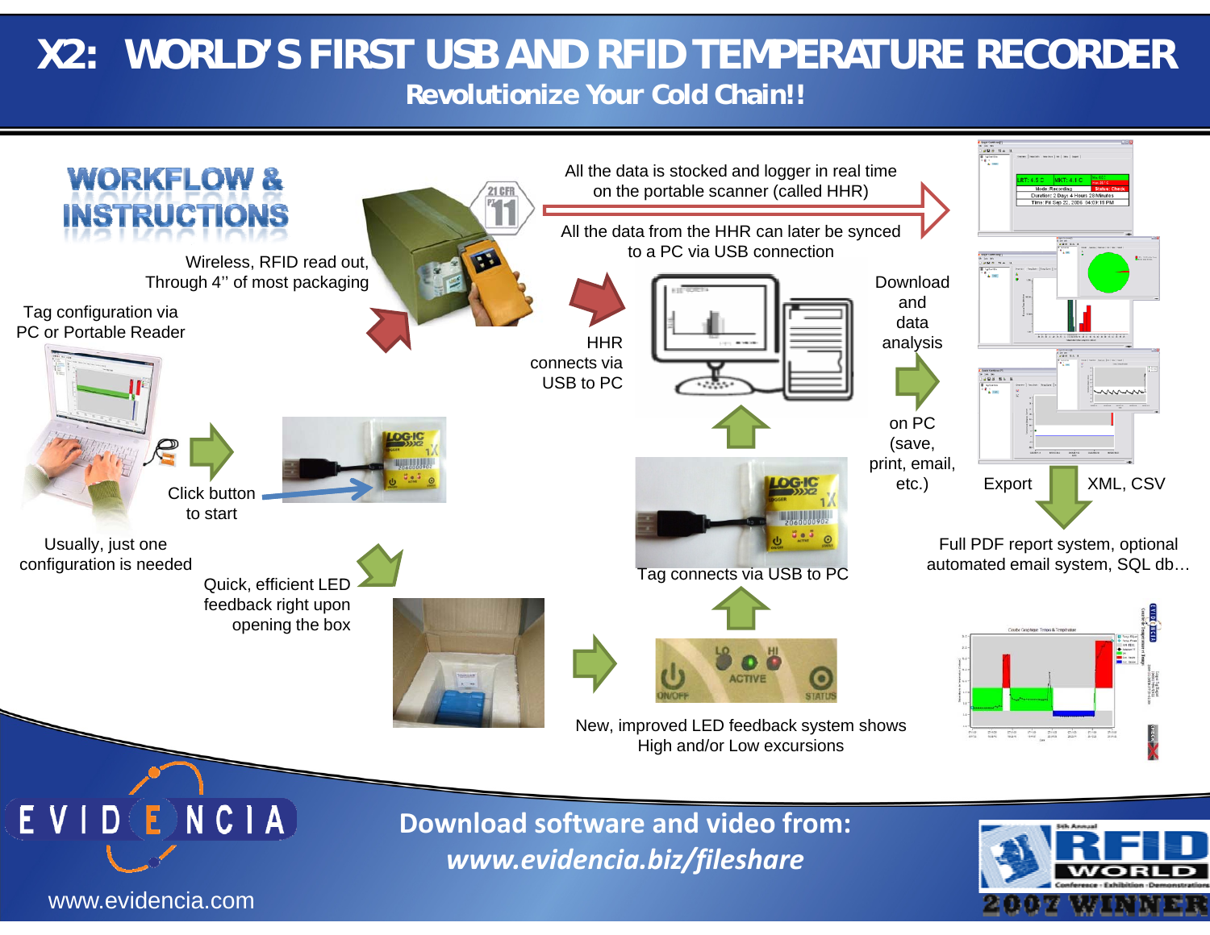# X2: WORLD'S FIRST USB AND RFID TEMPERATURE RECORDER

## Revolutionize Your Cold Chain!!

### WORKFLOW & INSTRUCTIONS

Tag configuration via PC or Portable Reader

Usually, just one configuration is needed

Click button to start

Wireless, RFID read out, Through 4'' of most packaging

Quick, efficient LED feedback right upon opening the box

All the data is stocked and logger in real time on the portable scanner (called HHR)

All the data from the HHR can later be synced to a PC via USB connection

HHR connects via USB to PC

Download and data analysis on PC (save, print, email, etc.)

Tag connects via USB to PC

New, improved LED feedback system shows High and/or Low excursions

Export XML, CSV

Full PDF report system, optional automated email system, SQL db…

EVIDENCIA

www.evidencia.com

**Download software and video from:**
***www.evidencia.biz/fileshare***

5th Annual RFID WORLD Conference · Exhibition · Demonstrations 2007 WINNER